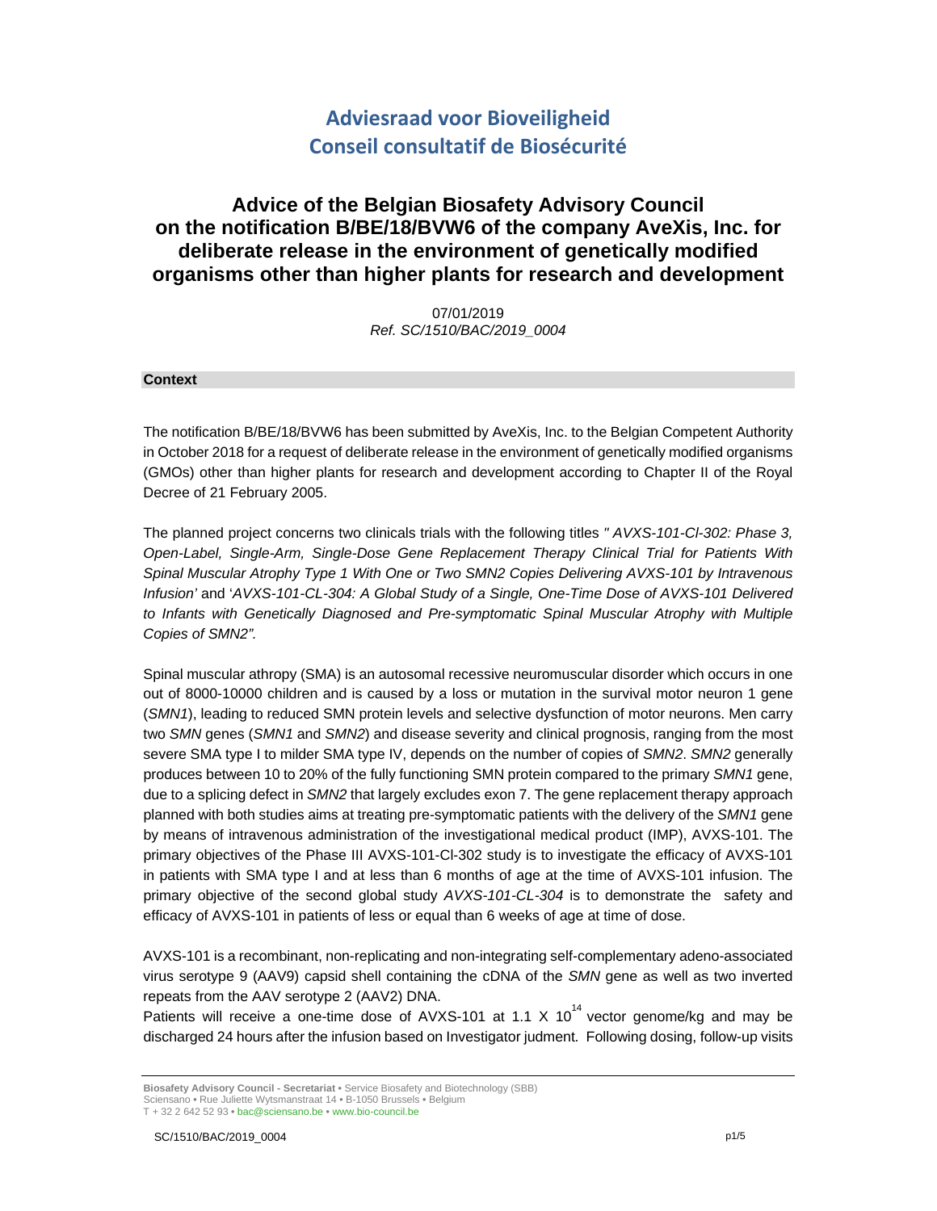# Adviesraad voor Bioveiligheid
# Conseil consultatif de Biosécurité

## Advice of the Belgian Biosafety Advisory Council on the notification B/BE/18/BVW6 of the company AveXis, Inc. for deliberate release in the environment of genetically modified organisms other than higher plants for research and development

07/01/2019

*Ref. SC/1510/BAC/2019_0004*

### Context

The notification B/BE/18/BVW6 has been submitted by AveXis, Inc. to the Belgian Competent Authority in October 2018 for a request of deliberate release in the environment of genetically modified organisms (GMOs) other than higher plants for research and development according to Chapter II of the Royal Decree of 21 February 2005.

The planned project concerns two clinicals trials with the following titles *" AVXS-101-Cl-302: Phase 3, Open-Label, Single-Arm, Single-Dose Gene Replacement Therapy Clinical Trial for Patients With Spinal Muscular Atrophy Type 1 With One or Two SMN2 Copies Delivering AVXS-101 by Intravenous Infusion'* and '*AVXS-101-CL-304: A Global Study of a Single, One-Time Dose of AVXS-101 Delivered to Infants with Genetically Diagnosed and Pre-symptomatic Spinal Muscular Atrophy with Multiple Copies of SMN2".*

Spinal muscular athropy (SMA) is an autosomal recessive neuromuscular disorder which occurs in one out of 8000-10000 children and is caused by a loss or mutation in the survival motor neuron 1 gene (*SMN1*), leading to reduced SMN protein levels and selective dysfunction of motor neurons. Men carry two *SMN* genes (*SMN1* and *SMN2*) and disease severity and clinical prognosis, ranging from the most severe SMA type I to milder SMA type IV, depends on the number of copies of *SMN2*. *SMN2* generally produces between 10 to 20% of the fully functioning SMN protein compared to the primary *SMN1* gene, due to a splicing defect in *SMN2* that largely excludes exon 7. The gene replacement therapy approach planned with both studies aims at treating pre-symptomatic patients with the delivery of the *SMN1* gene by means of intravenous administration of the investigational medical product (IMP), AVXS-101. The primary objectives of the Phase III AVXS-101-Cl-302 study is to investigate the efficacy of AVXS-101 in patients with SMA type I and at less than 6 months of age at the time of AVXS-101 infusion. The primary objective of the second global study *AVXS-101-CL-304* is to demonstrate the safety and efficacy of AVXS-101 in patients of less or equal than 6 weeks of age at time of dose.

AVXS-101 is a recombinant, non-replicating and non-integrating self-complementary adeno-associated virus serotype 9 (AAV9) capsid shell containing the cDNA of the *SMN* gene as well as two inverted repeats from the AAV serotype 2 (AAV2) DNA.
Patients will receive a one-time dose of AVXS-101 at $1.1 \times 10^{14}$ vector genome/kg and may be discharged 24 hours after the infusion based on Investigator judment. Following dosing, follow-up visits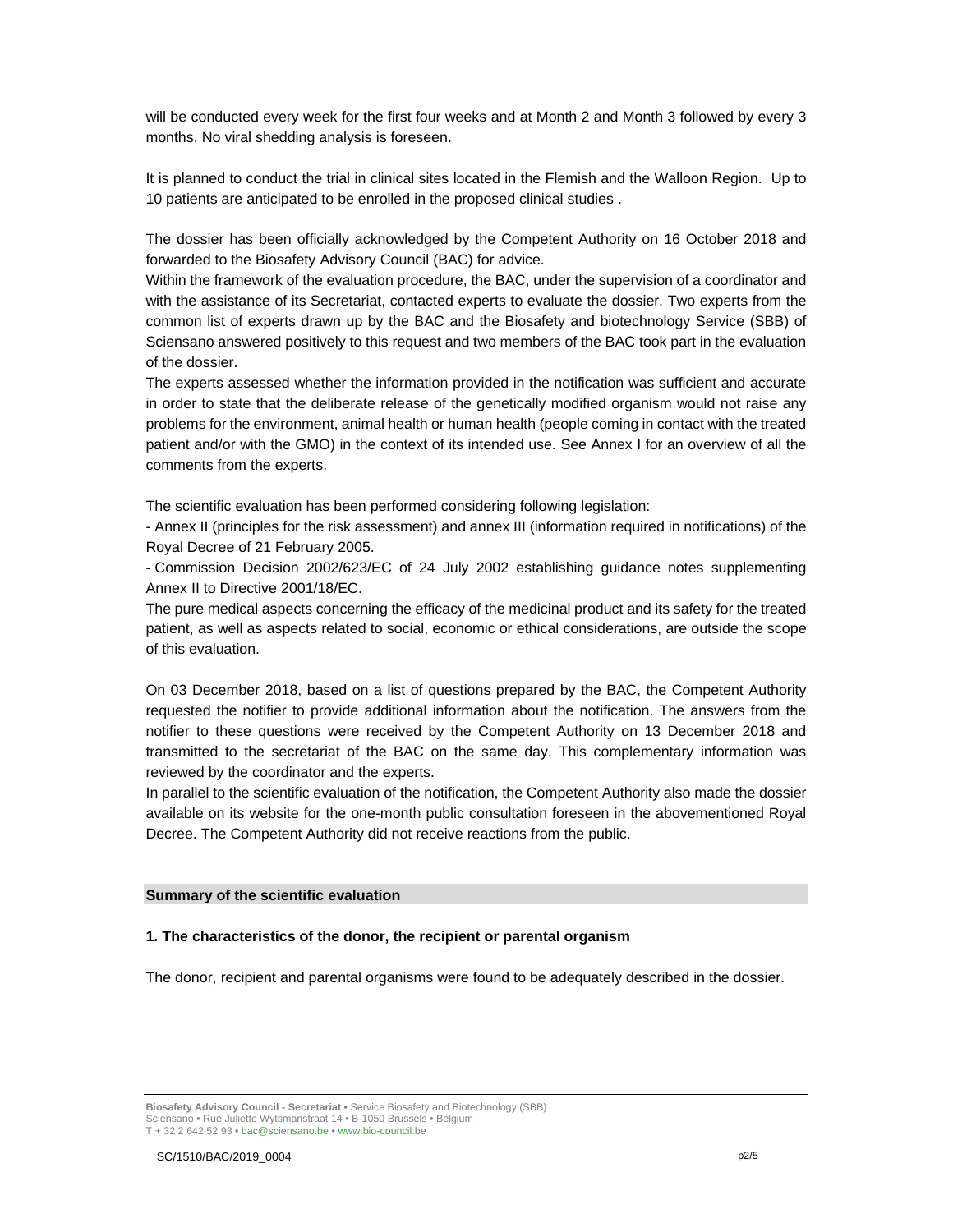will be conducted every week for the first four weeks and at Month 2 and Month 3 followed by every 3 months. No viral shedding analysis is foreseen.

It is planned to conduct the trial in clinical sites located in the Flemish and the Walloon Region. Up to 10 patients are anticipated to be enrolled in the proposed clinical studies .

The dossier has been officially acknowledged by the Competent Authority on 16 October 2018 and forwarded to the Biosafety Advisory Council (BAC) for advice.

Within the framework of the evaluation procedure, the BAC, under the supervision of a coordinator and with the assistance of its Secretariat, contacted experts to evaluate the dossier. Two experts from the common list of experts drawn up by the BAC and the Biosafety and biotechnology Service (SBB) of Sciensano answered positively to this request and two members of the BAC took part in the evaluation of the dossier.

The experts assessed whether the information provided in the notification was sufficient and accurate in order to state that the deliberate release of the genetically modified organism would not raise any problems for the environment, animal health or human health (people coming in contact with the treated patient and/or with the GMO) in the context of its intended use. See Annex I for an overview of all the comments from the experts.

The scientific evaluation has been performed considering following legislation:

- Annex II (principles for the risk assessment) and annex III (information required in notifications) of the Royal Decree of 21 February 2005.
- Commission Decision 2002/623/EC of 24 July 2002 establishing guidance notes supplementing Annex II to Directive 2001/18/EC.

The pure medical aspects concerning the efficacy of the medicinal product and its safety for the treated patient, as well as aspects related to social, economic or ethical considerations, are outside the scope of this evaluation.

On 03 December 2018, based on a list of questions prepared by the BAC, the Competent Authority requested the notifier to provide additional information about the notification. The answers from the notifier to these questions were received by the Competent Authority on 13 December 2018 and transmitted to the secretariat of the BAC on the same day. This complementary information was reviewed by the coordinator and the experts.

In parallel to the scientific evaluation of the notification, the Competent Authority also made the dossier available on its website for the one-month public consultation foreseen in the abovementioned Royal Decree. The Competent Authority did not receive reactions from the public.

## Summary of the scientific evaluation

### 1. The characteristics of the donor, the recipient or parental organism

The donor, recipient and parental organisms were found to be adequately described in the dossier.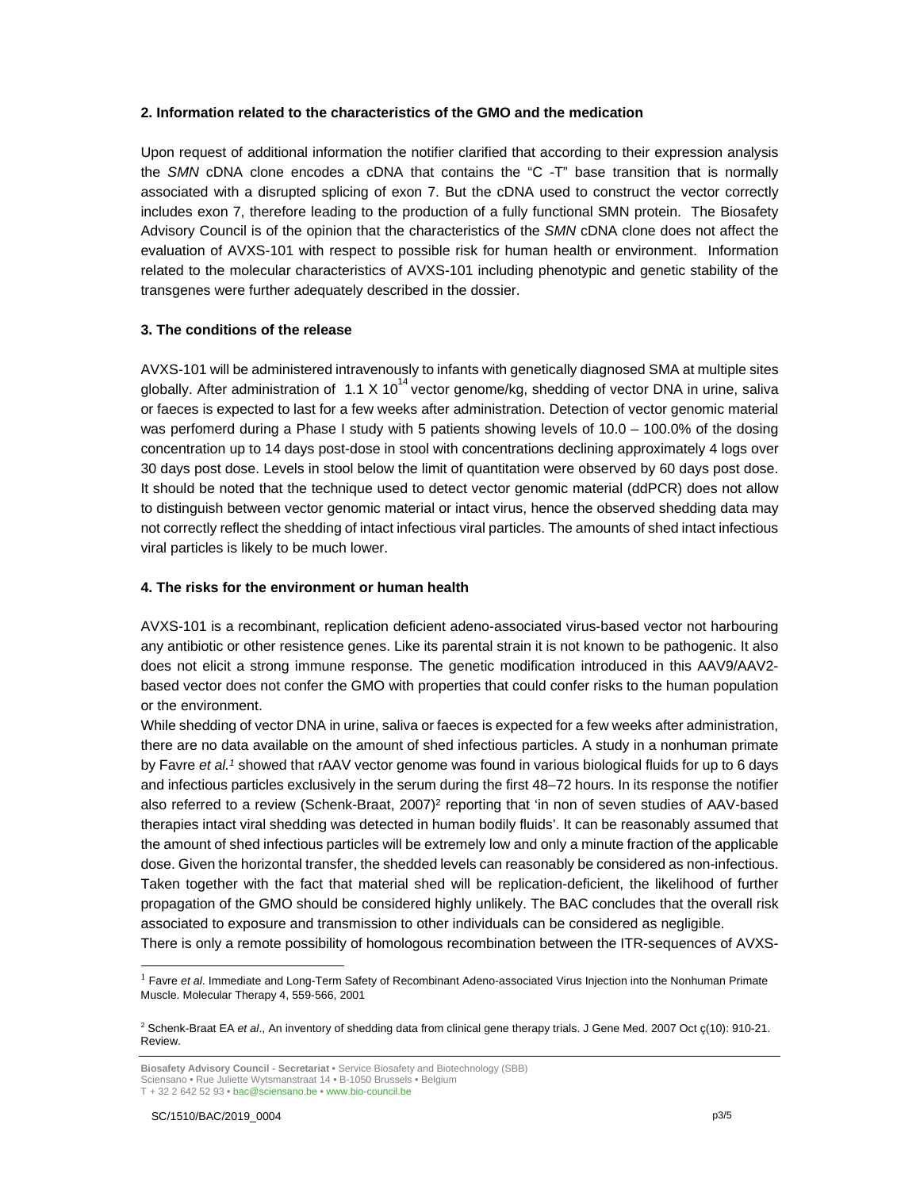**2. Information related to the characteristics of the GMO and the medication**

Upon request of additional information the notifier clarified that according to their expression analysis the *SMN* cDNA clone encodes a cDNA that contains the "C -T" base transition that is normally associated with a disrupted splicing of exon 7. But the cDNA used to construct the vector correctly includes exon 7, therefore leading to the production of a fully functional SMN protein. The Biosafety Advisory Council is of the opinion that the characteristics of the *SMN* cDNA clone does not affect the evaluation of AVXS-101 with respect to possible risk for human health or environment. Information related to the molecular characteristics of AVXS-101 including phenotypic and genetic stability of the transgenes were further adequately described in the dossier.

**3. The conditions of the release**

AVXS-101 will be administered intravenously to infants with genetically diagnosed SMA at multiple sites globally. After administration of $1.1 \times 10^{14}$ vector genome/kg, shedding of vector DNA in urine, saliva or faeces is expected to last for a few weeks after administration. Detection of vector genomic material was perfomerd during a Phase I study with 5 patients showing levels of 10.0 – 100.0% of the dosing concentration up to 14 days post-dose in stool with concentrations declining approximately 4 logs over 30 days post dose. Levels in stool below the limit of quantitation were observed by 60 days post dose. It should be noted that the technique used to detect vector genomic material (ddPCR) does not allow to distinguish between vector genomic material or intact virus, hence the observed shedding data may not correctly reflect the shedding of intact infectious viral particles. The amounts of shed intact infectious viral particles is likely to be much lower.

**4. The risks for the environment or human health**

AVXS-101 is a recombinant, replication deficient adeno-associated virus-based vector not harbouring any antibiotic or other resistence genes. Like its parental strain it is not known to be pathogenic. It also does not elicit a strong immune response. The genetic modification introduced in this AAV9/AAV2-based vector does not confer the GMO with properties that could confer risks to the human population or the environment.

While shedding of vector DNA in urine, saliva or faeces is expected for a few weeks after administration, there are no data available on the amount of shed infectious particles. A study in a nonhuman primate by Favre *et al.*[1] showed that rAAV vector genome was found in various biological fluids for up to 6 days and infectious particles exclusively in the serum during the first 48–72 hours. In its response the notifier also referred to a review (Schenk-Braat, 2007)[2] reporting that 'in non of seven studies of AAV-based therapies intact viral shedding was detected in human bodily fluids'. It can be reasonably assumed that the amount of shed infectious particles will be extremely low and only a minute fraction of the applicable dose. Given the horizontal transfer, the shedded levels can reasonably be considered as non-infectious. Taken together with the fact that material shed will be replication-deficient, the likelihood of further propagation of the GMO should be considered highly unlikely. The BAC concludes that the overall risk associated to exposure and transmission to other individuals can be considered as negligible.

There is only a remote possibility of homologous recombination between the ITR-sequences of AVXS-

[1] Favre *et al*. Immediate and Long-Term Safety of Recombinant Adeno-associated Virus Injection into the Nonhuman Primate Muscle. Molecular Therapy 4, 559-566, 2001

[2] Schenk-Braat EA *et al*., An inventory of shedding data from clinical gene therapy trials. J Gene Med. 2007 Oct ç(10): 910-21. Review.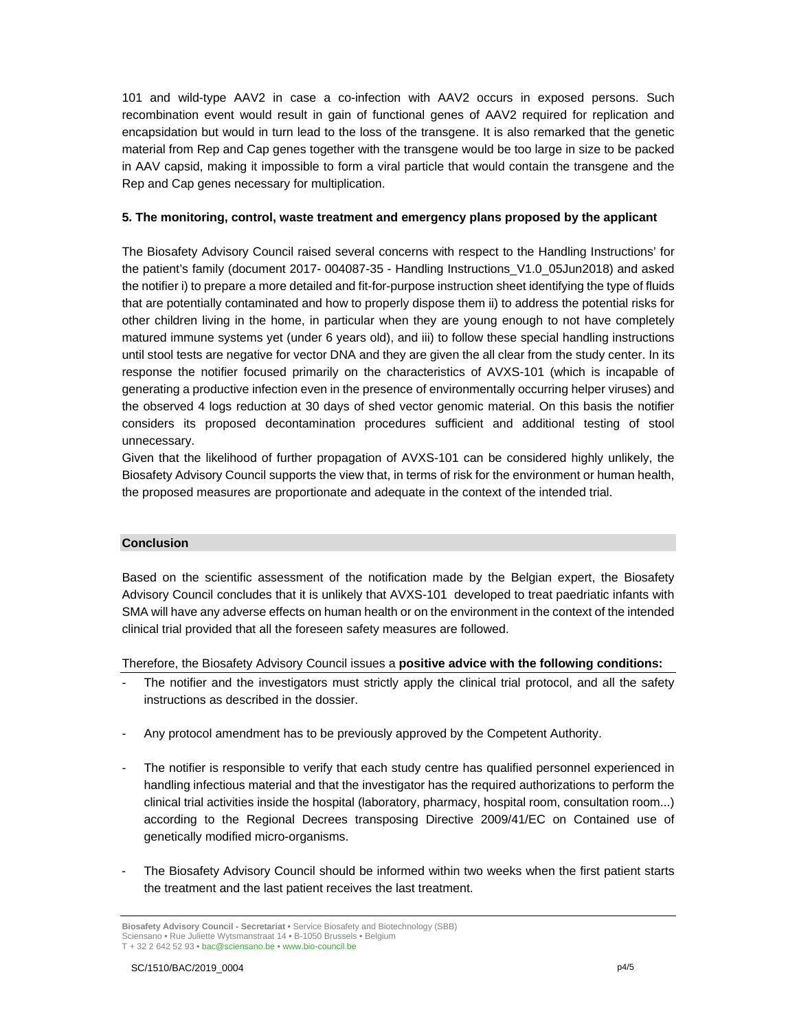101 and wild-type AAV2 in case a co-infection with AAV2 occurs in exposed persons. Such recombination event would result in gain of functional genes of AAV2 required for replication and encapsidation but would in turn lead to the loss of the transgene. It is also remarked that the genetic material from Rep and Cap genes together with the transgene would be too large in size to be packed in AAV capsid, making it impossible to form a viral particle that would contain the transgene and the Rep and Cap genes necessary for multiplication.

**5. The monitoring, control, waste treatment and emergency plans proposed by the applicant**

The Biosafety Advisory Council raised several concerns with respect to the Handling Instructions' for the patient's family (document 2017- 004087-35 - Handling Instructions_V1.0_05Jun2018) and asked the notifier i) to prepare a more detailed and fit-for-purpose instruction sheet identifying the type of fluids that are potentially contaminated and how to properly dispose them ii) to address the potential risks for other children living in the home, in particular when they are young enough to not have completely matured immune systems yet (under 6 years old), and iii) to follow these special handling instructions until stool tests are negative for vector DNA and they are given the all clear from the study center. In its response the notifier focused primarily on the characteristics of AVXS-101 (which is incapable of generating a productive infection even in the presence of environmentally occurring helper viruses) and the observed 4 logs reduction at 30 days of shed vector genomic material. On this basis the notifier considers its proposed decontamination procedures sufficient and additional testing of stool unnecessary.

Given that the likelihood of further propagation of AVXS-101 can be considered highly unlikely, the Biosafety Advisory Council supports the view that, in terms of risk for the environment or human health, the proposed measures are proportionate and adequate in the context of the intended trial.

## Conclusion

Based on the scientific assessment of the notification made by the Belgian expert, the Biosafety Advisory Council concludes that it is unlikely that AVXS-101 developed to treat paedriatic infants with SMA will have any adverse effects on human health or on the environment in the context of the intended clinical trial provided that all the foreseen safety measures are followed.

Therefore, the Biosafety Advisory Council issues a **positive advice with the following conditions:**

- The notifier and the investigators must strictly apply the clinical trial protocol, and all the safety instructions as described in the dossier.
- Any protocol amendment has to be previously approved by the Competent Authority.
- The notifier is responsible to verify that each study centre has qualified personnel experienced in handling infectious material and that the investigator has the required authorizations to perform the clinical trial activities inside the hospital (laboratory, pharmacy, hospital room, consultation room...) according to the Regional Decrees transposing Directive 2009/41/EC on Contained use of genetically modified micro-organisms.
- The Biosafety Advisory Council should be informed within two weeks when the first patient starts the treatment and the last patient receives the last treatment.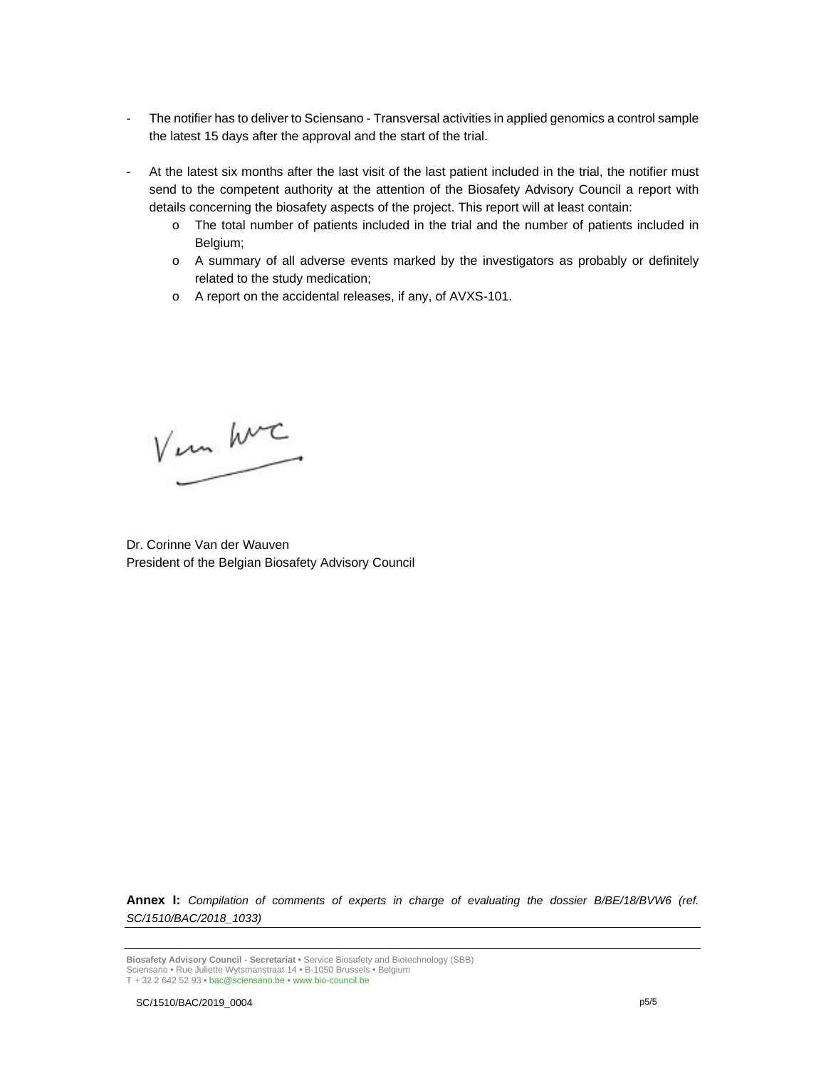- The notifier has to deliver to Sciensano - Transversal activities in applied genomics a control sample the latest 15 days after the approval and the start of the trial.
- At the latest six months after the last visit of the last patient included in the trial, the notifier must send to the competent authority at the attention of the Biosafety Advisory Council a report with details concerning the biosafety aspects of the project. This report will at least contain:
    - The total number of patients included in the trial and the number of patients included in Belgium;
    - A summary of all adverse events marked by the investigators as probably or definitely related to the study medication;
    - A report on the accidental releases, if any, of AVXS-101.

Dr. Corinne Van der Wauven
President of the Belgian Biosafety Advisory Council

**Annex I:** *Compilation of comments of experts in charge of evaluating the dossier B/BE/18/BVW6 (ref. SC/1510/BAC/2018_1033)*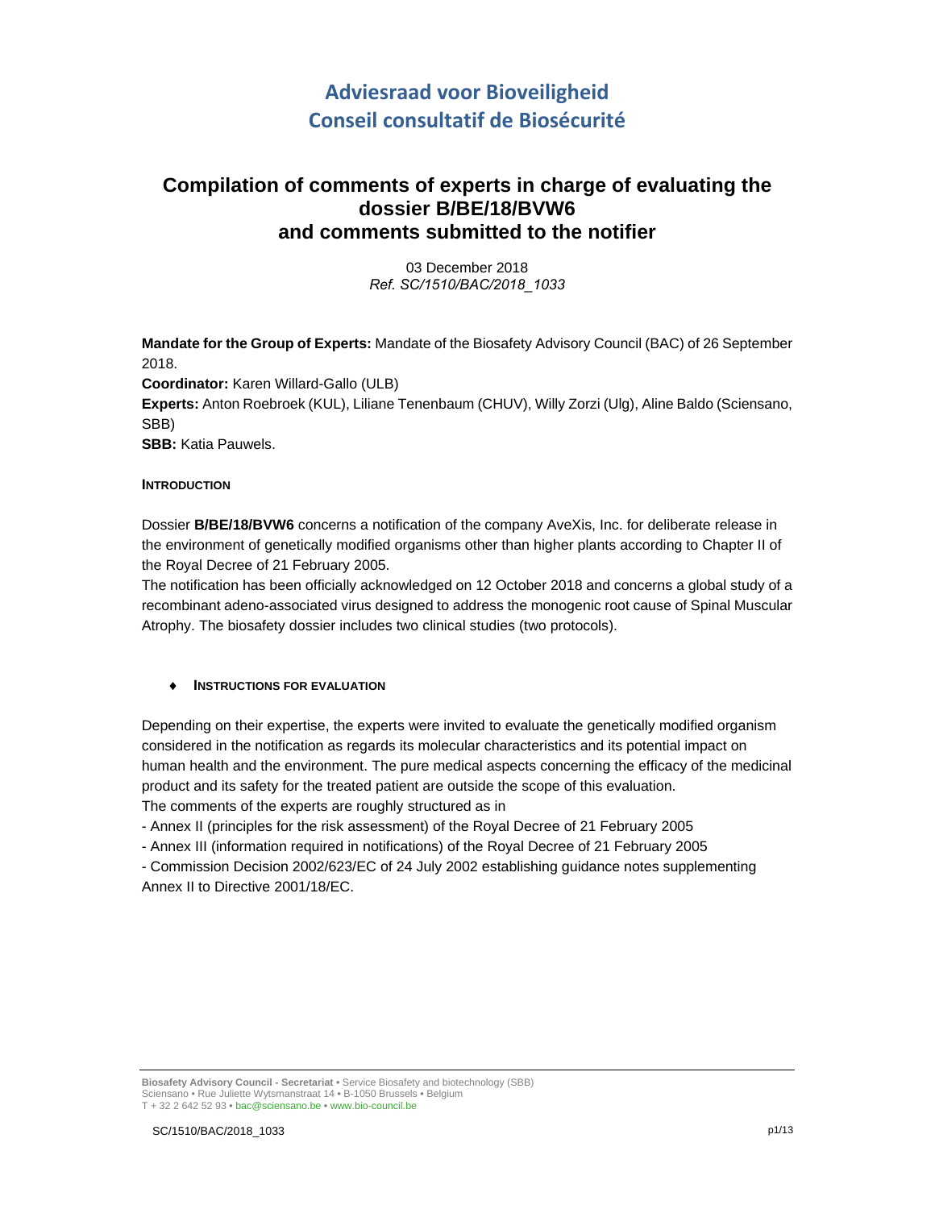# Adviesraad voor Bioveiligheid
# Conseil consultatif de Biosécurité

## Compilation of comments of experts in charge of evaluating the dossier B/BE/18/BVW6 and comments submitted to the notifier

03 December 2018
*Ref. SC/1510/BAC/2018_1033*

**Mandate for the Group of Experts:** Mandate of the Biosafety Advisory Council (BAC) of 26 September 2018.
**Coordinator:** Karen Willard-Gallo (ULB)
**Experts:** Anton Roebroek (KUL), Liliane Tenenbaum (CHUV), Willy Zorzi (Ulg), Aline Baldo (Sciensano, SBB)
**SBB:** Katia Pauwels.

#### INTRODUCTION

Dossier **B/BE/18/BVW6** concerns a notification of the company AveXis, Inc. for deliberate release in the environment of genetically modified organisms other than higher plants according to Chapter II of the Royal Decree of 21 February 2005.
The notification has been officially acknowledged on 12 October 2018 and concerns a global study of a recombinant adeno-associated virus designed to address the monogenic root cause of Spinal Muscular Atrophy. The biosafety dossier includes two clinical studies (two protocols).

- **INSTRUCTIONS FOR EVALUATION**

Depending on their expertise, the experts were invited to evaluate the genetically modified organism considered in the notification as regards its molecular characteristics and its potential impact on human health and the environment. The pure medical aspects concerning the efficacy of the medicinal product and its safety for the treated patient are outside the scope of this evaluation.
The comments of the experts are roughly structured as in

- Annex II (principles for the risk assessment) of the Royal Decree of 21 February 2005
- Annex III (information required in notifications) of the Royal Decree of 21 February 2005
- Commission Decision 2002/623/EC of 24 July 2002 establishing guidance notes supplementing Annex II to Directive 2001/18/EC.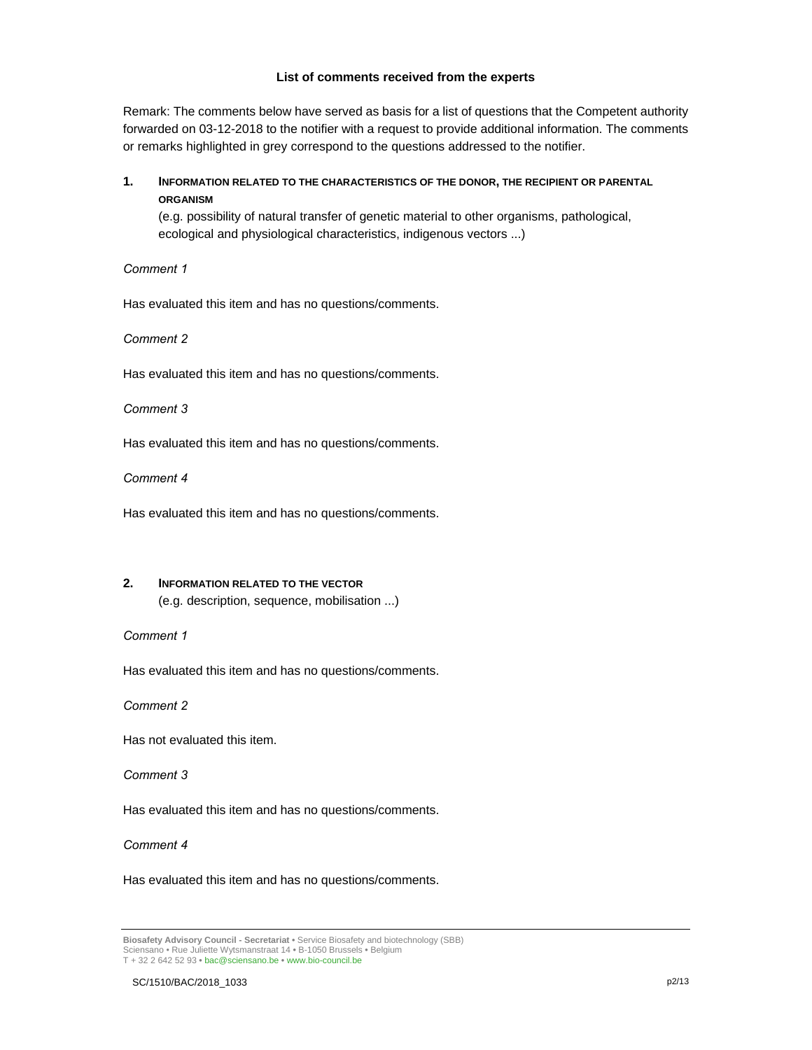**List of comments received from the experts**

Remark: The comments below have served as basis for a list of questions that the Competent authority forwarded on 03-12-2018 to the notifier with a request to provide additional information. The comments or remarks highlighted in grey correspond to the questions addressed to the notifier.

## 1. INFORMATION RELATED TO THE CHARACTERISTICS OF THE DONOR, THE RECIPIENT OR PARENTAL ORGANISM

(e.g. possibility of natural transfer of genetic material to other organisms, pathological, ecological and physiological characteristics, indigenous vectors ...)

*Comment 1*

Has evaluated this item and has no questions/comments.

*Comment 2*

Has evaluated this item and has no questions/comments.

*Comment 3*

Has evaluated this item and has no questions/comments.

*Comment 4*

Has evaluated this item and has no questions/comments.

## 2. INFORMATION RELATED TO THE VECTOR

(e.g. description, sequence, mobilisation ...)

*Comment 1*

Has evaluated this item and has no questions/comments.

*Comment 2*

Has not evaluated this item.

*Comment 3*

Has evaluated this item and has no questions/comments.

*Comment 4*

Has evaluated this item and has no questions/comments.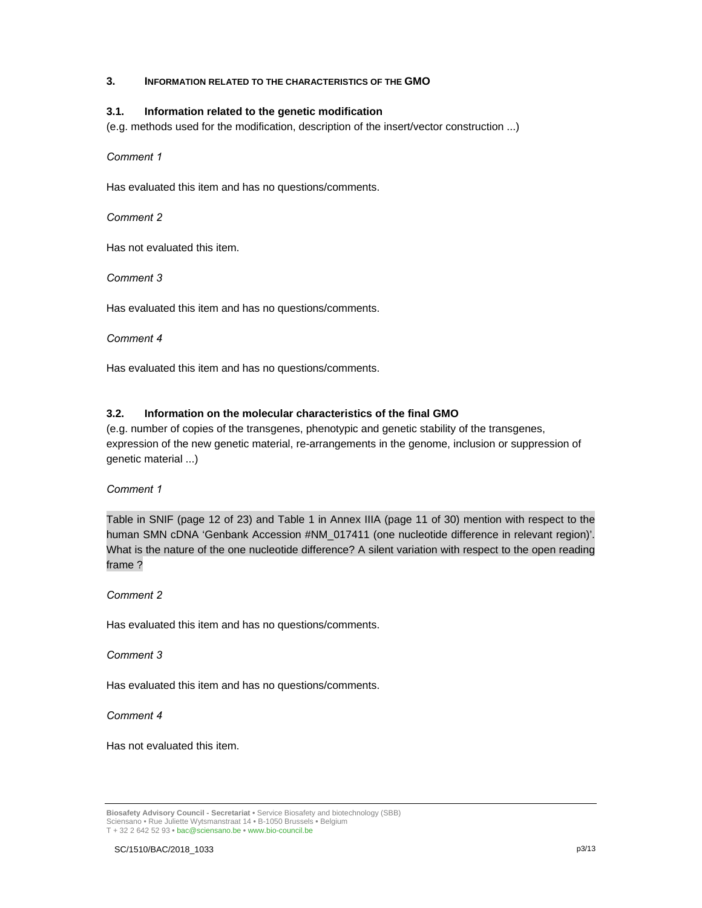## 3. Information related to the characteristics of the GMO

### 3.1. Information related to the genetic modification

(e.g. methods used for the modification, description of the insert/vector construction ...)

*Comment 1*

Has evaluated this item and has no questions/comments.

*Comment 2*

Has not evaluated this item.

*Comment 3*

Has evaluated this item and has no questions/comments.

*Comment 4*

Has evaluated this item and has no questions/comments.

### 3.2. Information on the molecular characteristics of the final GMO

(e.g. number of copies of the transgenes, phenotypic and genetic stability of the transgenes, expression of the new genetic material, re-arrangements in the genome, inclusion or suppression of genetic material ...)

*Comment 1*

Table in SNIF (page 12 of 23) and Table 1 in Annex IIIA (page 11 of 30) mention with respect to the human SMN cDNA 'Genbank Accession #NM_017411 (one nucleotide difference in relevant region)'. What is the nature of the one nucleotide difference? A silent variation with respect to the open reading frame ?

*Comment 2*

Has evaluated this item and has no questions/comments.

*Comment 3*

Has evaluated this item and has no questions/comments.

*Comment 4*

Has not evaluated this item.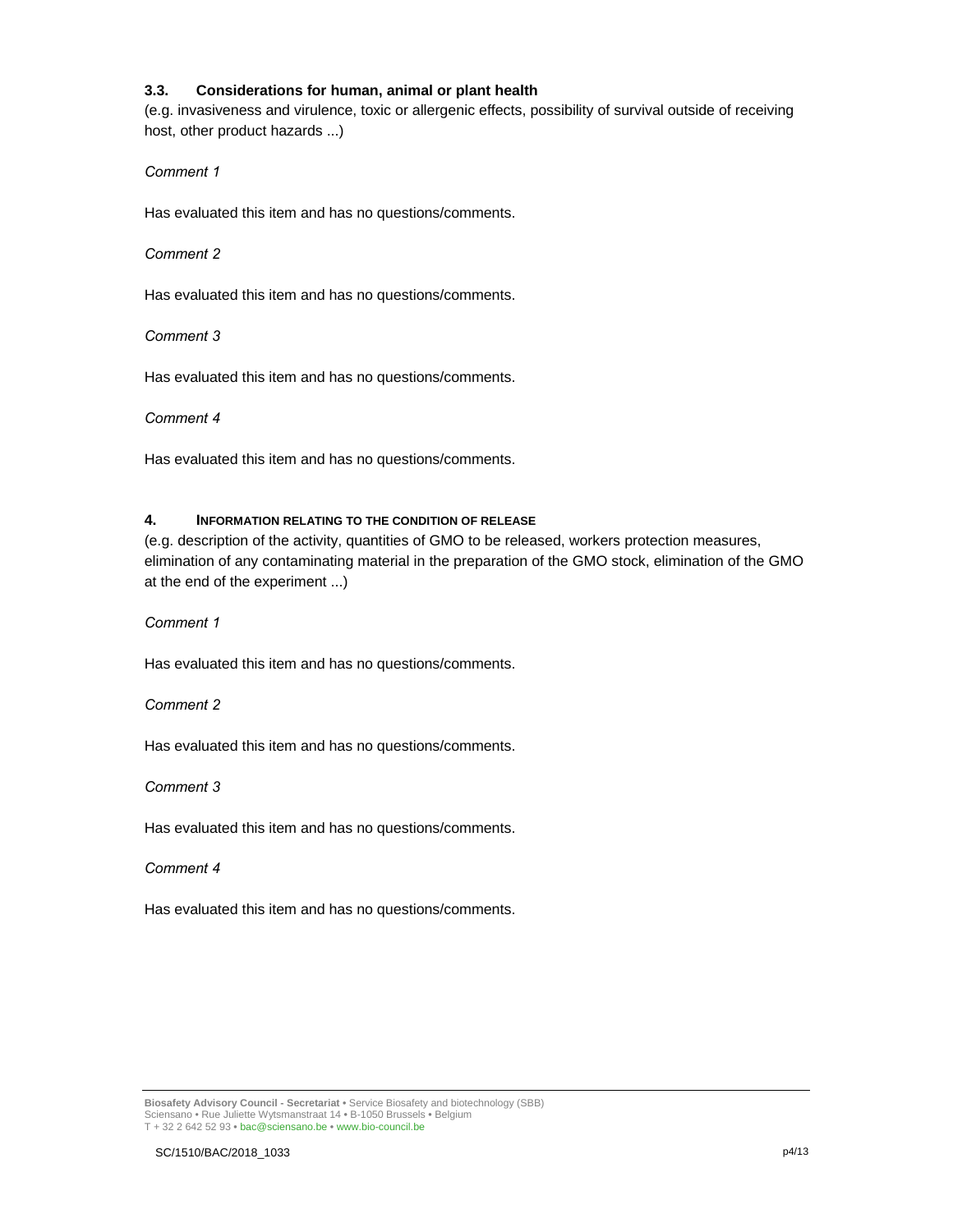### 3.3. Considerations for human, animal or plant health

(e.g. invasiveness and virulence, toxic or allergenic effects, possibility of survival outside of receiving host, other product hazards ...)

*Comment 1*

Has evaluated this item and has no questions/comments.

*Comment 2*

Has evaluated this item and has no questions/comments.

*Comment 3*

Has evaluated this item and has no questions/comments.

*Comment 4*

Has evaluated this item and has no questions/comments.

## 4. INFORMATION RELATING TO THE CONDITION OF RELEASE

(e.g. description of the activity, quantities of GMO to be released, workers protection measures, elimination of any contaminating material in the preparation of the GMO stock, elimination of the GMO at the end of the experiment ...)

*Comment 1*

Has evaluated this item and has no questions/comments.

*Comment 2*

Has evaluated this item and has no questions/comments.

*Comment 3*

Has evaluated this item and has no questions/comments.

*Comment 4*

Has evaluated this item and has no questions/comments.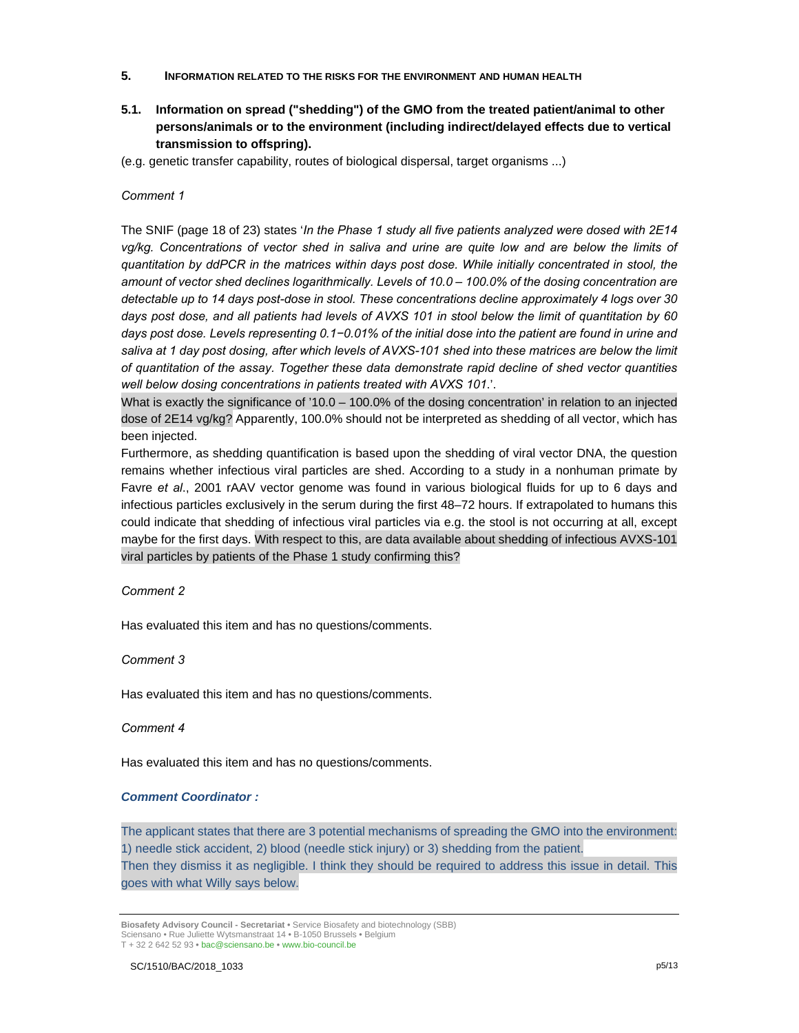## 5. INFORMATION RELATED TO THE RISKS FOR THE ENVIRONMENT AND HUMAN HEALTH

### 5.1. Information on spread ("shedding") of the GMO from the treated patient/animal to other persons/animals or to the environment (including indirect/delayed effects due to vertical transmission to offspring).

(e.g. genetic transfer capability, routes of biological dispersal, target organisms ...)

*Comment 1*

The SNIF (page 18 of 23) states '*In the Phase 1 study all five patients analyzed were dosed with 2E14 vg/kg. Concentrations of vector shed in saliva and urine are quite low and are below the limits of quantitation by ddPCR in the matrices within days post dose. While initially concentrated in stool, the amount of vector shed declines logarithmically. Levels of 10.0 – 100.0% of the dosing concentration are detectable up to 14 days post-dose in stool. These concentrations decline approximately 4 logs over 30 days post dose, and all patients had levels of AVXS 101 in stool below the limit of quantitation by 60 days post dose. Levels representing 0.1−0.01% of the initial dose into the patient are found in urine and saliva at 1 day post dosing, after which levels of AVXS-101 shed into these matrices are below the limit of quantitation of the assay. Together these data demonstrate rapid decline of shed vector quantities well below dosing concentrations in patients treated with AVXS 101*.'.

What is exactly the significance of '10.0 – 100.0% of the dosing concentration' in relation to an injected dose of 2E14 vg/kg? Apparently, 100.0% should not be interpreted as shedding of all vector, which has been injected.

Furthermore, as shedding quantification is based upon the shedding of viral vector DNA, the question remains whether infectious viral particles are shed. According to a study in a nonhuman primate by Favre *et al*., 2001 rAAV vector genome was found in various biological fluids for up to 6 days and infectious particles exclusively in the serum during the first 48–72 hours. If extrapolated to humans this could indicate that shedding of infectious viral particles via e.g. the stool is not occurring at all, except maybe for the first days. With respect to this, are data available about shedding of infectious AVXS-101 viral particles by patients of the Phase 1 study confirming this?

*Comment 2*

Has evaluated this item and has no questions/comments.

*Comment 3*

Has evaluated this item and has no questions/comments.

*Comment 4*

Has evaluated this item and has no questions/comments.

***Comment Coordinator :***

The applicant states that there are 3 potential mechanisms of spreading the GMO into the environment: 1) needle stick accident, 2) blood (needle stick injury) or 3) shedding from the patient.
Then they dismiss it as negligible. I think they should be required to address this issue in detail. This goes with what Willy says below.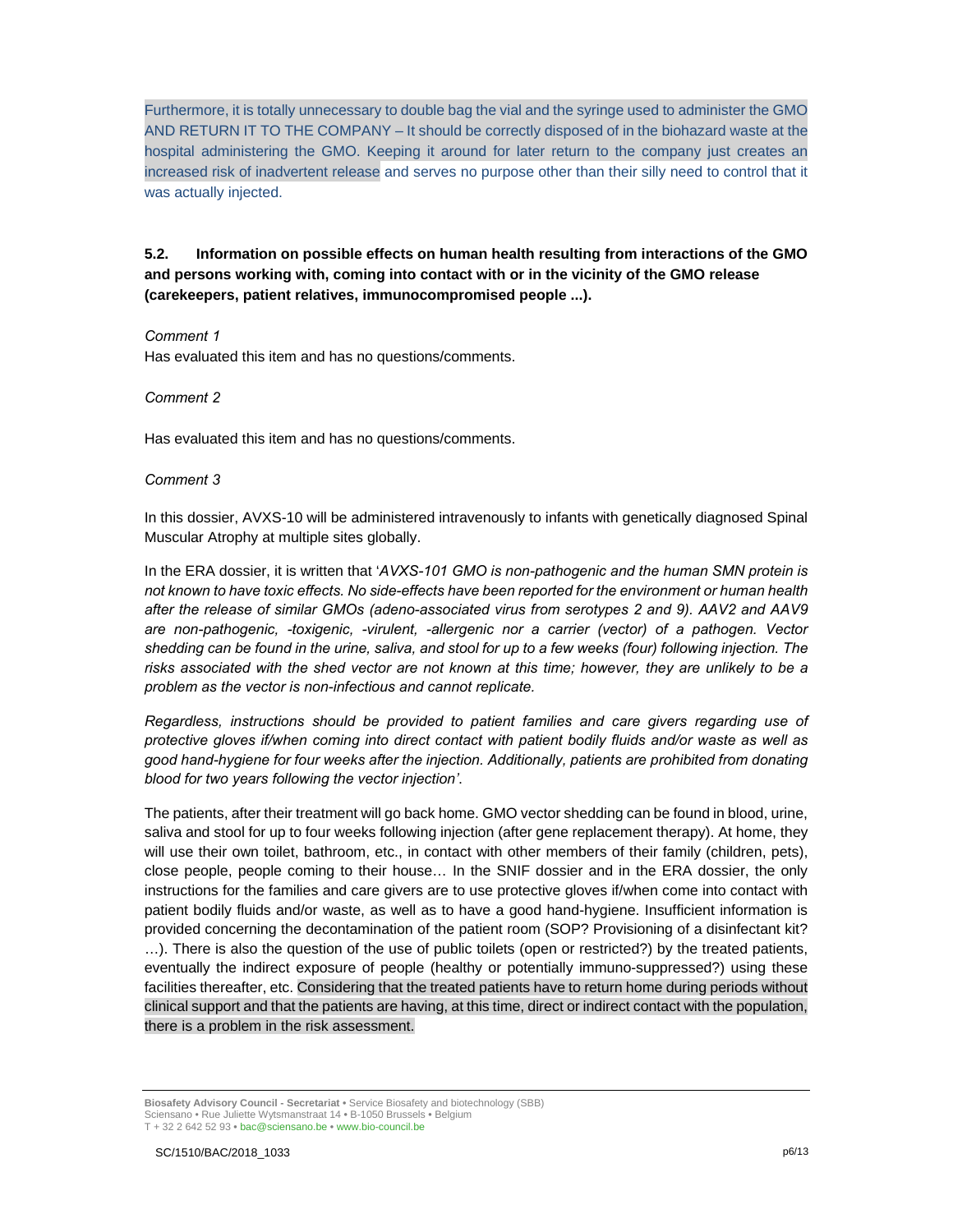Furthermore, it is totally unnecessary to double bag the vial and the syringe used to administer the GMO AND RETURN IT TO THE COMPANY – It should be correctly disposed of in the biohazard waste at the hospital administering the GMO. Keeping it around for later return to the company just creates an increased risk of inadvertent release and serves no purpose other than their silly need to control that it was actually injected.

### 5.2. Information on possible effects on human health resulting from interactions of the GMO and persons working with, coming into contact with or in the vicinity of the GMO release (carekeepers, patient relatives, immunocompromised people ...).

*Comment 1*

Has evaluated this item and has no questions/comments.

*Comment 2*

Has evaluated this item and has no questions/comments.

*Comment 3*

In this dossier, AVXS-10 will be administered intravenously to infants with genetically diagnosed Spinal Muscular Atrophy at multiple sites globally.

In the ERA dossier, it is written that '*AVXS-101 GMO is non-pathogenic and the human SMN protein is not known to have toxic effects. No side-effects have been reported for the environment or human health after the release of similar GMOs (adeno-associated virus from serotypes 2 and 9). AAV2 and AAV9 are non-pathogenic, -toxigenic, -virulent, -allergenic nor a carrier (vector) of a pathogen. Vector shedding can be found in the urine, saliva, and stool for up to a few weeks (four) following injection. The risks associated with the shed vector are not known at this time; however, they are unlikely to be a problem as the vector is non-infectious and cannot replicate.*

*Regardless, instructions should be provided to patient families and care givers regarding use of protective gloves if/when coming into direct contact with patient bodily fluids and/or waste as well as good hand-hygiene for four weeks after the injection. Additionally, patients are prohibited from donating blood for two years following the vector injection*'.

The patients, after their treatment will go back home. GMO vector shedding can be found in blood, urine, saliva and stool for up to four weeks following injection (after gene replacement therapy). At home, they will use their own toilet, bathroom, etc., in contact with other members of their family (children, pets), close people, people coming to their house… In the SNIF dossier and in the ERA dossier, the only instructions for the families and care givers are to use protective gloves if/when come into contact with patient bodily fluids and/or waste, as well as to have a good hand-hygiene. Insufficient information is provided concerning the decontamination of the patient room (SOP? Provisioning of a disinfectant kit? …). There is also the question of the use of public toilets (open or restricted?) by the treated patients, eventually the indirect exposure of people (healthy or potentially immuno-suppressed?) using these facilities thereafter, etc. Considering that the treated patients have to return home during periods without clinical support and that the patients are having, at this time, direct or indirect contact with the population, there is a problem in the risk assessment.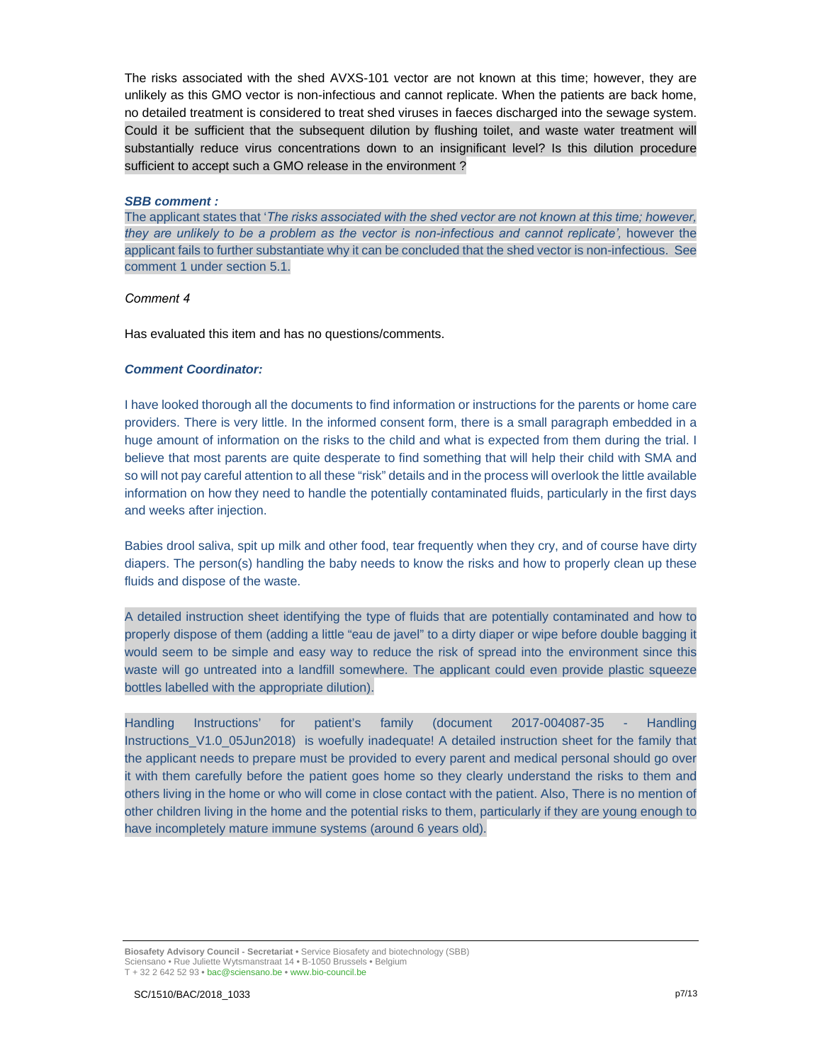The risks associated with the shed AVXS-101 vector are not known at this time; however, they are unlikely as this GMO vector is non-infectious and cannot replicate. When the patients are back home, no detailed treatment is considered to treat shed viruses in faeces discharged into the sewage system. Could it be sufficient that the subsequent dilution by flushing toilet, and waste water treatment will substantially reduce virus concentrations down to an insignificant level? Is this dilution procedure sufficient to accept such a GMO release in the environment ?

***SBB comment :***

The applicant states that '*The risks associated with the shed vector are not known at this time; however, they are unlikely to be a problem as the vector is non-infectious and cannot replicate',* however the applicant fails to further substantiate why it can be concluded that the shed vector is non-infectious. See comment 1 under section 5.1.

*Comment 4*

Has evaluated this item and has no questions/comments.

***Comment Coordinator:***

I have looked thorough all the documents to find information or instructions for the parents or home care providers. There is very little. In the informed consent form, there is a small paragraph embedded in a huge amount of information on the risks to the child and what is expected from them during the trial. I believe that most parents are quite desperate to find something that will help their child with SMA and so will not pay careful attention to all these "risk" details and in the process will overlook the little available information on how they need to handle the potentially contaminated fluids, particularly in the first days and weeks after injection.

Babies drool saliva, spit up milk and other food, tear frequently when they cry, and of course have dirty diapers. The person(s) handling the baby needs to know the risks and how to properly clean up these fluids and dispose of the waste.

A detailed instruction sheet identifying the type of fluids that are potentially contaminated and how to properly dispose of them (adding a little "eau de javel" to a dirty diaper or wipe before double bagging it would seem to be simple and easy way to reduce the risk of spread into the environment since this waste will go untreated into a landfill somewhere. The applicant could even provide plastic squeeze bottles labelled with the appropriate dilution).

Handling Instructions' for patient's family (document 2017-004087-35 - Handling Instructions_V1.0_05Jun2018) is woefully inadequate! A detailed instruction sheet for the family that the applicant needs to prepare must be provided to every parent and medical personal should go over it with them carefully before the patient goes home so they clearly understand the risks to them and others living in the home or who will come in close contact with the patient. Also, There is no mention of other children living in the home and the potential risks to them, particularly if they are young enough to have incompletely mature immune systems (around 6 years old).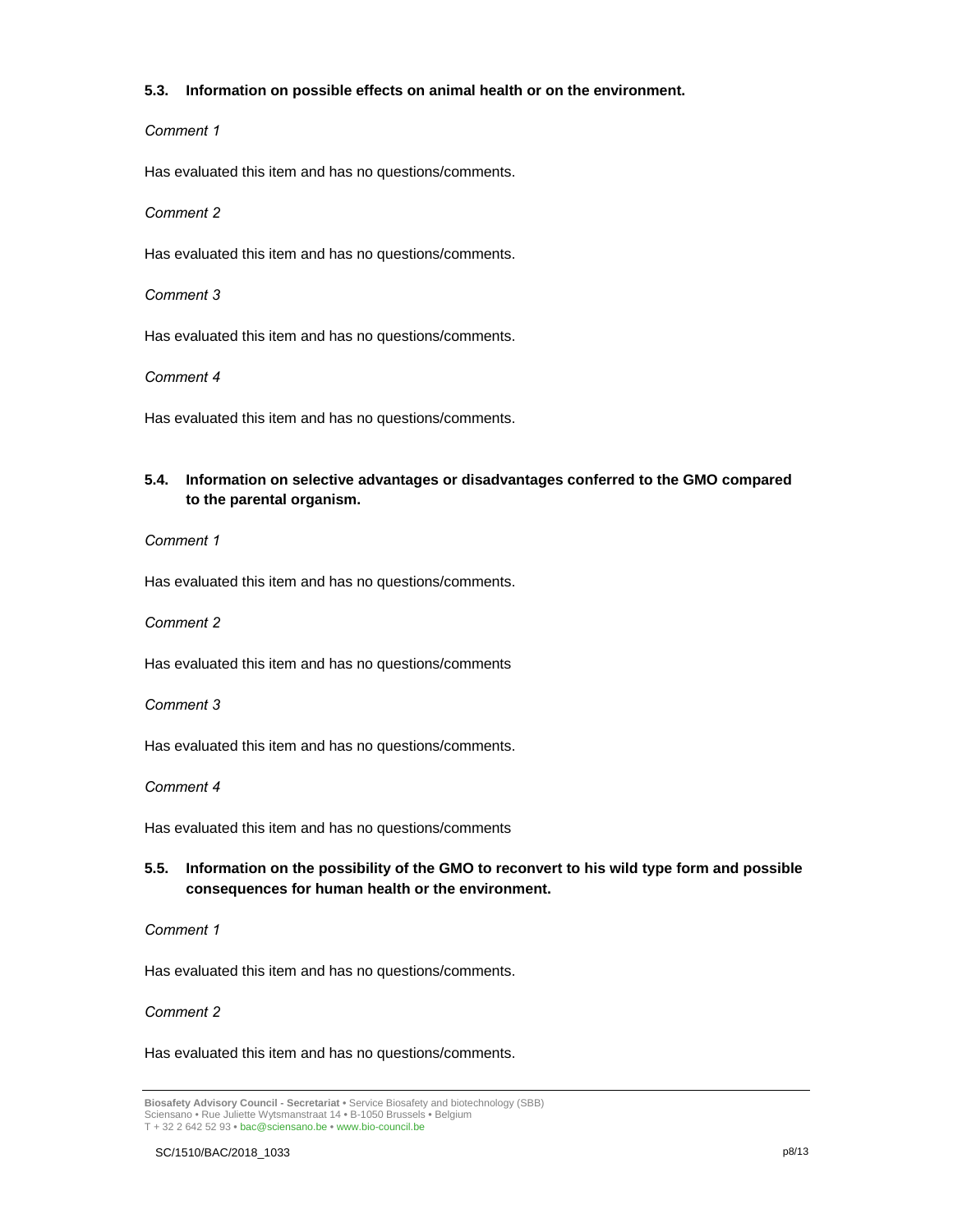### 5.3. Information on possible effects on animal health or on the environment.

*Comment 1*

Has evaluated this item and has no questions/comments.

*Comment 2*

Has evaluated this item and has no questions/comments.

*Comment 3*

Has evaluated this item and has no questions/comments.

*Comment 4*

Has evaluated this item and has no questions/comments.

### 5.4. Information on selective advantages or disadvantages conferred to the GMO compared to the parental organism.

*Comment 1*

Has evaluated this item and has no questions/comments.

*Comment 2*

Has evaluated this item and has no questions/comments

*Comment 3*

Has evaluated this item and has no questions/comments.

*Comment 4*

Has evaluated this item and has no questions/comments

### 5.5. Information on the possibility of the GMO to reconvert to his wild type form and possible consequences for human health or the environment.

*Comment 1*

Has evaluated this item and has no questions/comments.

*Comment 2*

Has evaluated this item and has no questions/comments.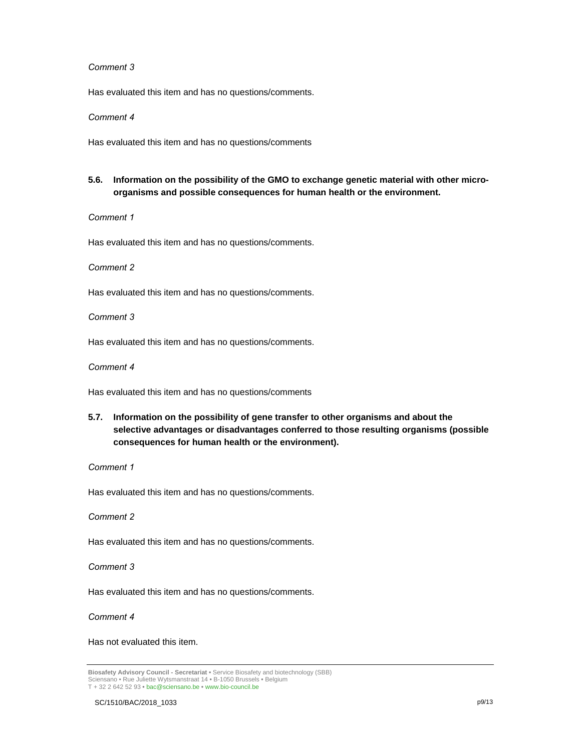*Comment 3*

Has evaluated this item and has no questions/comments.

*Comment 4*

Has evaluated this item and has no questions/comments

### 5.6. Information on the possibility of the GMO to exchange genetic material with other micro-organisms and possible consequences for human health or the environment.

*Comment 1*

Has evaluated this item and has no questions/comments.

*Comment 2*

Has evaluated this item and has no questions/comments.

*Comment 3*

Has evaluated this item and has no questions/comments.

*Comment 4*

Has evaluated this item and has no questions/comments

### 5.7. Information on the possibility of gene transfer to other organisms and about the selective advantages or disadvantages conferred to those resulting organisms (possible consequences for human health or the environment).

*Comment 1*

Has evaluated this item and has no questions/comments.

*Comment 2*

Has evaluated this item and has no questions/comments.

*Comment 3*

Has evaluated this item and has no questions/comments.

*Comment 4*

Has not evaluated this item.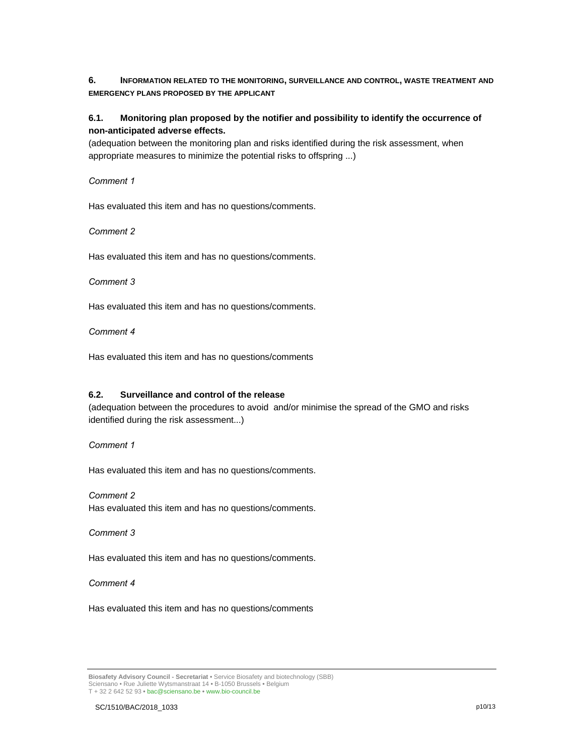## 6. INFORMATION RELATED TO THE MONITORING, SURVEILLANCE AND CONTROL, WASTE TREATMENT AND EMERGENCY PLANS PROPOSED BY THE APPLICANT

### 6.1. Monitoring plan proposed by the notifier and possibility to identify the occurrence of non-anticipated adverse effects.

(adequation between the monitoring plan and risks identified during the risk assessment, when appropriate measures to minimize the potential risks to offspring ...)

*Comment 1*

Has evaluated this item and has no questions/comments.

*Comment 2*

Has evaluated this item and has no questions/comments.

*Comment 3*

Has evaluated this item and has no questions/comments.

*Comment 4*

Has evaluated this item and has no questions/comments

### 6.2. Surveillance and control of the release

(adequation between the procedures to avoid and/or minimise the spread of the GMO and risks identified during the risk assessment...)

*Comment 1*

Has evaluated this item and has no questions/comments.

*Comment 2*

Has evaluated this item and has no questions/comments.

*Comment 3*

Has evaluated this item and has no questions/comments.

*Comment 4*

Has evaluated this item and has no questions/comments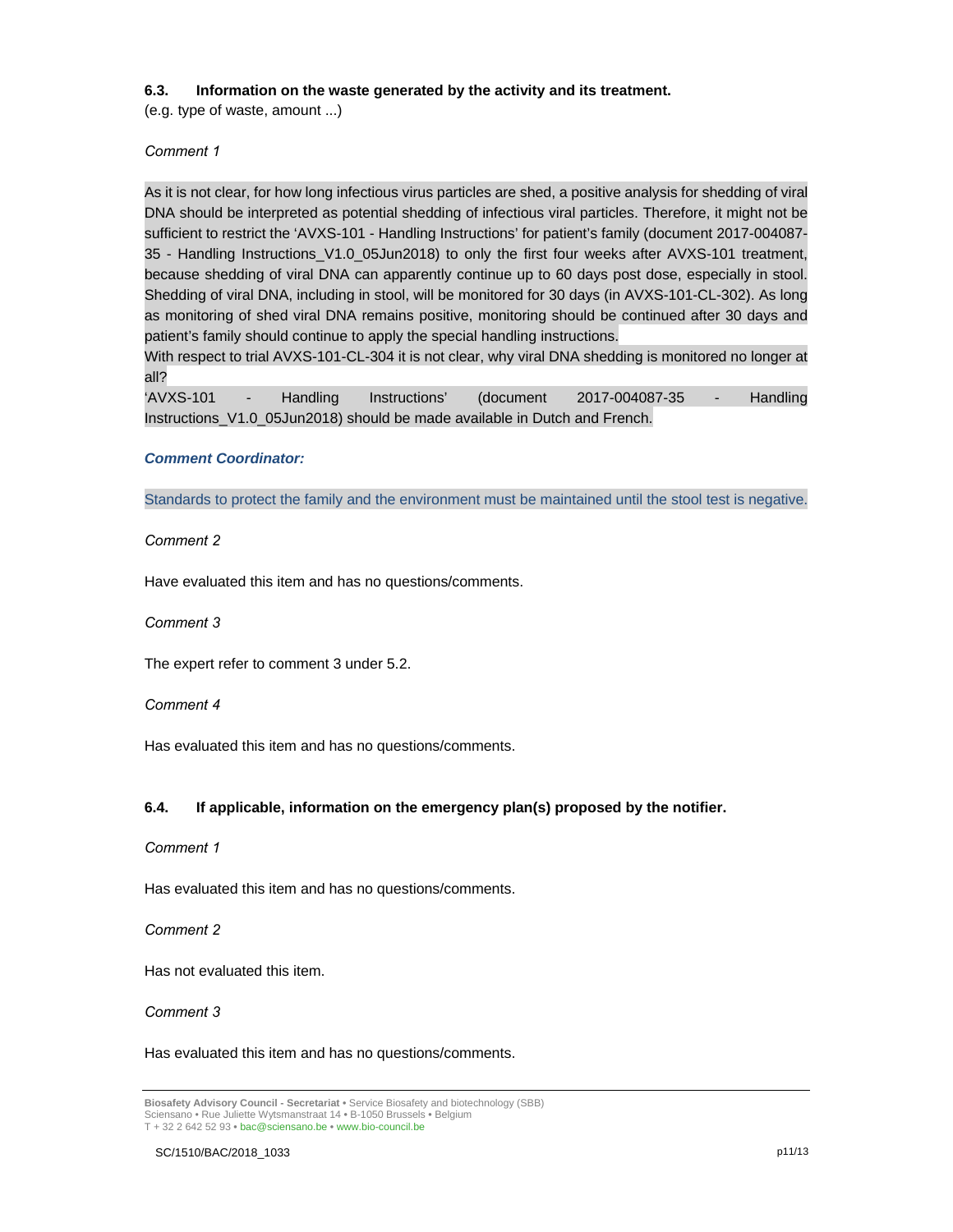### 6.3. Information on the waste generated by the activity and its treatment.

(e.g. type of waste, amount ...)

*Comment 1*

As it is not clear, for how long infectious virus particles are shed, a positive analysis for shedding of viral DNA should be interpreted as potential shedding of infectious viral particles. Therefore, it might not be sufficient to restrict the 'AVXS-101 - Handling Instructions' for patient's family (document 2017-004087-35 - Handling Instructions_V1.0_05Jun2018) to only the first four weeks after AVXS-101 treatment, because shedding of viral DNA can apparently continue up to 60 days post dose, especially in stool. Shedding of viral DNA, including in stool, will be monitored for 30 days (in AVXS-101-CL-302). As long as monitoring of shed viral DNA remains positive, monitoring should be continued after 30 days and patient's family should continue to apply the special handling instructions.

With respect to trial AVXS-101-CL-304 it is not clear, why viral DNA shedding is monitored no longer at all?

'AVXS-101 - Handling Instructions' (document 2017-004087-35 - Handling Instructions_V1.0_05Jun2018) should be made available in Dutch and French.

***Comment Coordinator:***

Standards to protect the family and the environment must be maintained until the stool test is negative.

*Comment 2*

Have evaluated this item and has no questions/comments.

*Comment 3*

The expert refer to comment 3 under 5.2.

*Comment 4*

Has evaluated this item and has no questions/comments.

### 6.4. If applicable, information on the emergency plan(s) proposed by the notifier.

*Comment 1*

Has evaluated this item and has no questions/comments.

*Comment 2*

Has not evaluated this item.

*Comment 3*

Has evaluated this item and has no questions/comments.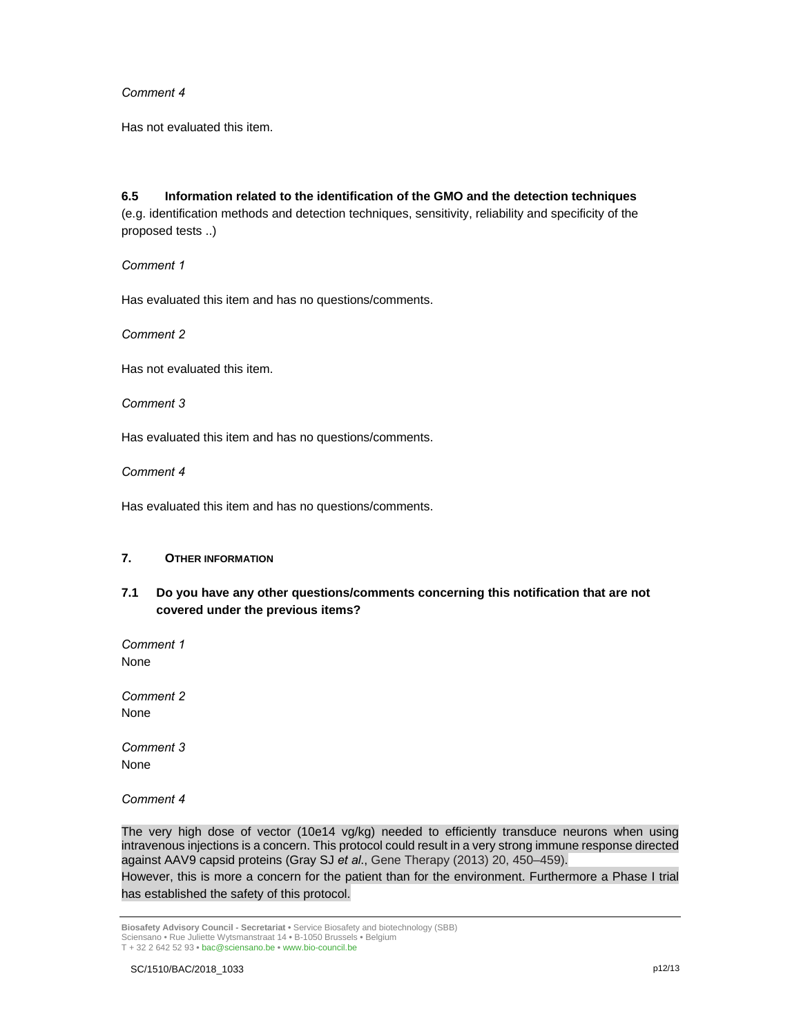*Comment 4*

Has not evaluated this item.

### 6.5 Information related to the identification of the GMO and the detection techniques

(e.g. identification methods and detection techniques, sensitivity, reliability and specificity of the proposed tests ..)

*Comment 1*

Has evaluated this item and has no questions/comments.

*Comment 2*

Has not evaluated this item.

*Comment 3*

Has evaluated this item and has no questions/comments.

*Comment 4*

Has evaluated this item and has no questions/comments.

## 7. OTHER INFORMATION

### 7.1 Do you have any other questions/comments concerning this notification that are not covered under the previous items?

*Comment 1*
None

*Comment 2*
None

*Comment 3*
None

*Comment 4*

The very high dose of vector (10e14 vg/kg) needed to efficiently transduce neurons when using intravenous injections is a concern. This protocol could result in a very strong immune response directed against AAV9 capsid proteins (Gray SJ *et al.*, Gene Therapy (2013) 20, 450–459).
However, this is more a concern for the patient than for the environment. Furthermore a Phase I trial has established the safety of this protocol.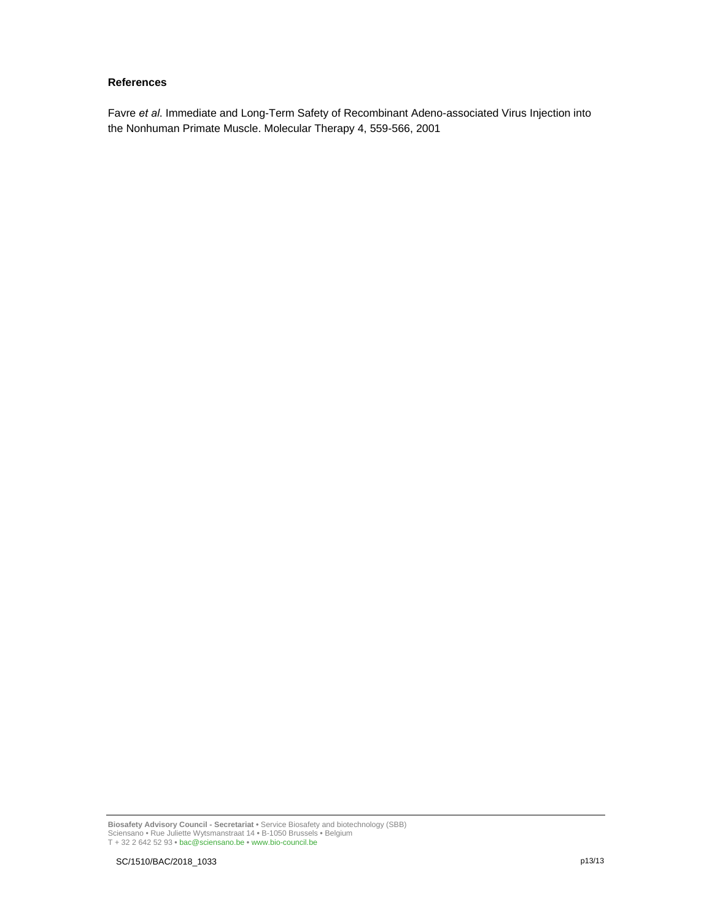**References**

Favre *et al*. Immediate and Long-Term Safety of Recombinant Adeno-associated Virus Injection into the Nonhuman Primate Muscle. Molecular Therapy 4, 559-566, 2001